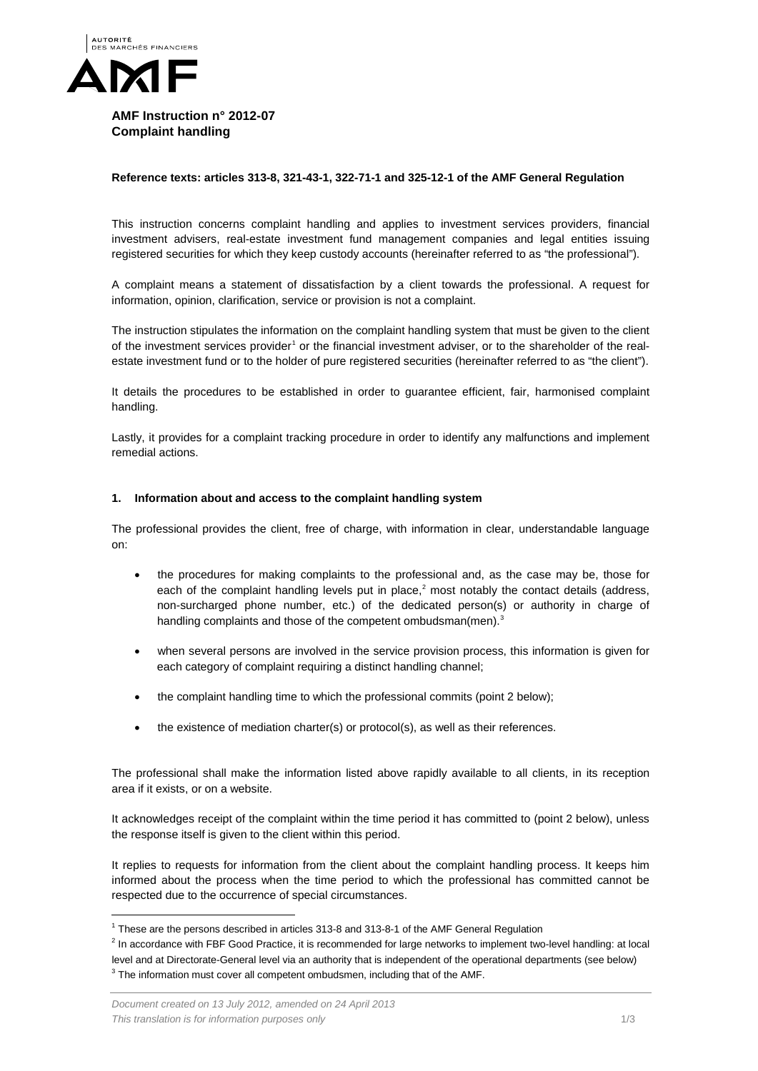**AMF Instruction n° 2012-07**
**Complaint handling**

**Reference texts: articles 313-8, 321-43-1, 322-71-1 and 325-12-1 of the AMF General Regulation**

This instruction concerns complaint handling and applies to investment services providers, financial investment advisers, real-estate investment fund management companies and legal entities issuing registered securities for which they keep custody accounts (hereinafter referred to as "the professional").

A complaint means a statement of dissatisfaction by a client towards the professional. A request for information, opinion, clarification, service or provision is not a complaint.

The instruction stipulates the information on the complaint handling system that must be given to the client of the investment services provider[1] or the financial investment adviser, or to the shareholder of the real-estate investment fund or to the holder of pure registered securities (hereinafter referred to as "the client").

It details the procedures to be established in order to guarantee efficient, fair, harmonised complaint handling.

Lastly, it provides for a complaint tracking procedure in order to identify any malfunctions and implement remedial actions.

## 1. Information about and access to the complaint handling system

The professional provides the client, free of charge, with information in clear, understandable language on:

- the procedures for making complaints to the professional and, as the case may be, those for each of the complaint handling levels put in place,[2] most notably the contact details (address, non-surcharged phone number, etc.) of the dedicated person(s) or authority in charge of handling complaints and those of the competent ombudsman(men).[3]
- when several persons are involved in the service provision process, this information is given for each category of complaint requiring a distinct handling channel;
- the complaint handling time to which the professional commits (point 2 below);
- the existence of mediation charter(s) or protocol(s), as well as their references.

The professional shall make the information listed above rapidly available to all clients, in its reception area if it exists, or on a website.

It acknowledges receipt of the complaint within the time period it has committed to (point 2 below), unless the response itself is given to the client within this period.

It replies to requests for information from the client about the complaint handling process. It keeps him informed about the process when the time period to which the professional has committed cannot be respected due to the occurrence of special circumstances.

[1] These are the persons described in articles 313-8 and 313-8-1 of the AMF General Regulation

[2] In accordance with FBF Good Practice, it is recommended for large networks to implement two-level handling: at local level and at Directorate-General level via an authority that is independent of the operational departments (see below)

[3] The information must cover all competent ombudsmen, including that of the AMF.

*Document created on 13 July 2012, amended on 24 April 2013*
*This translation is for information purposes only*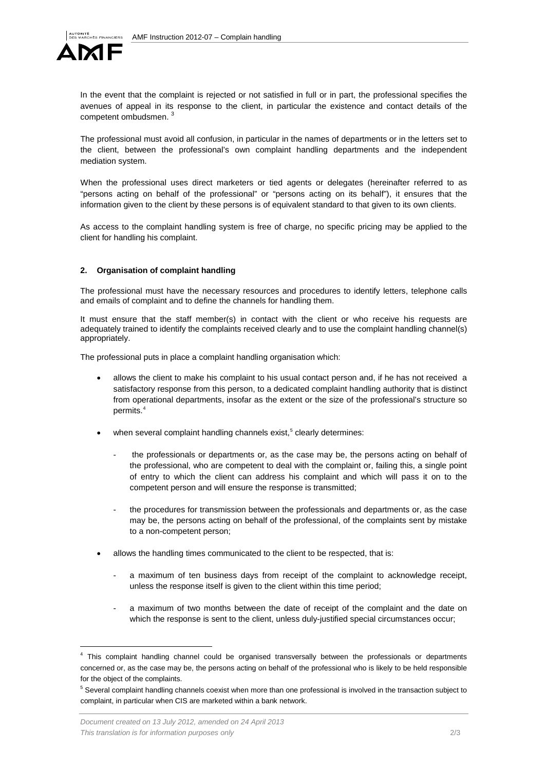In the event that the complaint is rejected or not satisfied in full or in part, the professional specifies the avenues of appeal in its response to the client, in particular the existence and contact details of the competent ombudsmen. [3]

The professional must avoid all confusion, in particular in the names of departments or in the letters set to the client, between the professional's own complaint handling departments and the independent mediation system.

When the professional uses direct marketers or tied agents or delegates (hereinafter referred to as "persons acting on behalf of the professional" or "persons acting on its behalf"), it ensures that the information given to the client by these persons is of equivalent standard to that given to its own clients.

As access to the complaint handling system is free of charge, no specific pricing may be applied to the client for handling his complaint.

## 2. Organisation of complaint handling

The professional must have the necessary resources and procedures to identify letters, telephone calls and emails of complaint and to define the channels for handling them.

It must ensure that the staff member(s) in contact with the client or who receive his requests are adequately trained to identify the complaints received clearly and to use the complaint handling channel(s) appropriately.

The professional puts in place a complaint handling organisation which:

- allows the client to make his complaint to his usual contact person and, if he has not received a satisfactory response from this person, to a dedicated complaint handling authority that is distinct from operational departments, insofar as the extent or the size of the professional's structure so permits.[4]
- when several complaint handling channels exist,[5] clearly determines:
  - the professionals or departments or, as the case may be, the persons acting on behalf of the professional, who are competent to deal with the complaint or, failing this, a single point of entry to which the client can address his complaint and which will pass it on to the competent person and will ensure the response is transmitted;
  - the procedures for transmission between the professionals and departments or, as the case may be, the persons acting on behalf of the professional, of the complaints sent by mistake to a non-competent person;
- allows the handling times communicated to the client to be respected, that is:
  - a maximum of ten business days from receipt of the complaint to acknowledge receipt, unless the response itself is given to the client within this time period;
  - a maximum of two months between the date of receipt of the complaint and the date on which the response is sent to the client, unless duly-justified special circumstances occur;

---

[4] This complaint handling channel could be organised transversally between the professionals or departments concerned or, as the case may be, the persons acting on behalf of the professional who is likely to be held responsible for the object of the complaints.

[5] Several complaint handling channels coexist when more than one professional is involved in the transaction subject to complaint, in particular when CIS are marketed within a bank network.

*Document created on 13 July 2012, amended on 24 April 2013*
*This translation is for information purposes only*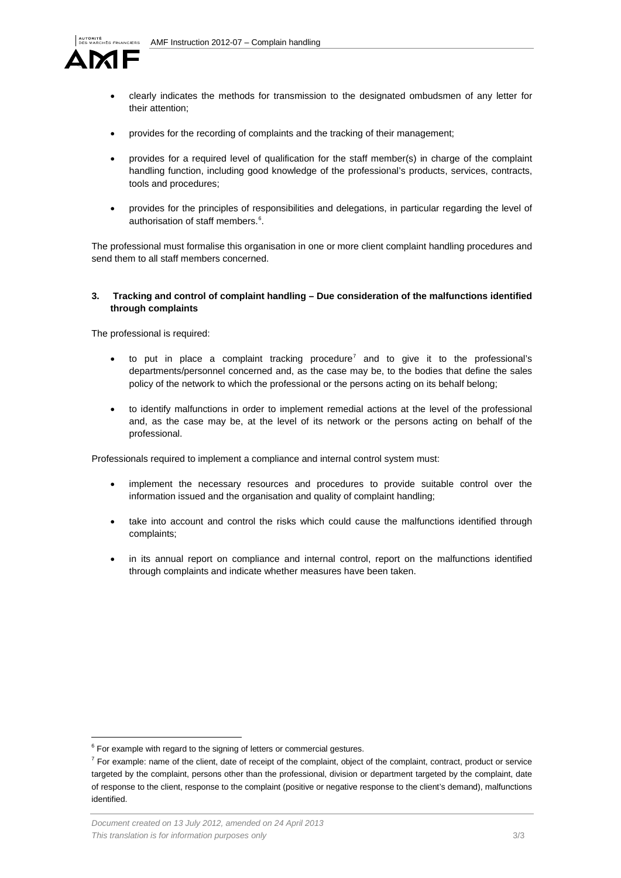- clearly indicates the methods for transmission to the designated ombudsmen of any letter for their attention;
- provides for the recording of complaints and the tracking of their management;
- provides for a required level of qualification for the staff member(s) in charge of the complaint handling function, including good knowledge of the professional's products, services, contracts, tools and procedures;
- provides for the principles of responsibilities and delegations, in particular regarding the level of authorisation of staff members.[6].

The professional must formalise this organisation in one or more client complaint handling procedures and send them to all staff members concerned.

### 3. Tracking and control of complaint handling – Due consideration of the malfunctions identified through complaints

The professional is required:

- to put in place a complaint tracking procedure[7] and to give it to the professional's departments/personnel concerned and, as the case may be, to the bodies that define the sales policy of the network to which the professional or the persons acting on its behalf belong;
- to identify malfunctions in order to implement remedial actions at the level of the professional and, as the case may be, at the level of its network or the persons acting on behalf of the professional.

Professionals required to implement a compliance and internal control system must:

- implement the necessary resources and procedures to provide suitable control over the information issued and the organisation and quality of complaint handling;
- take into account and control the risks which could cause the malfunctions identified through complaints;
- in its annual report on compliance and internal control, report on the malfunctions identified through complaints and indicate whether measures have been taken.

---

[6] For example with regard to the signing of letters or commercial gestures.

[7] For example: name of the client, date of receipt of the complaint, object of the complaint, contract, product or service targeted by the complaint, persons other than the professional, division or department targeted by the complaint, date of response to the client, response to the complaint (positive or negative response to the client's demand), malfunctions identified.

*Document created on 13 July 2012, amended on 24 April 2013*
*This translation is for information purposes only*